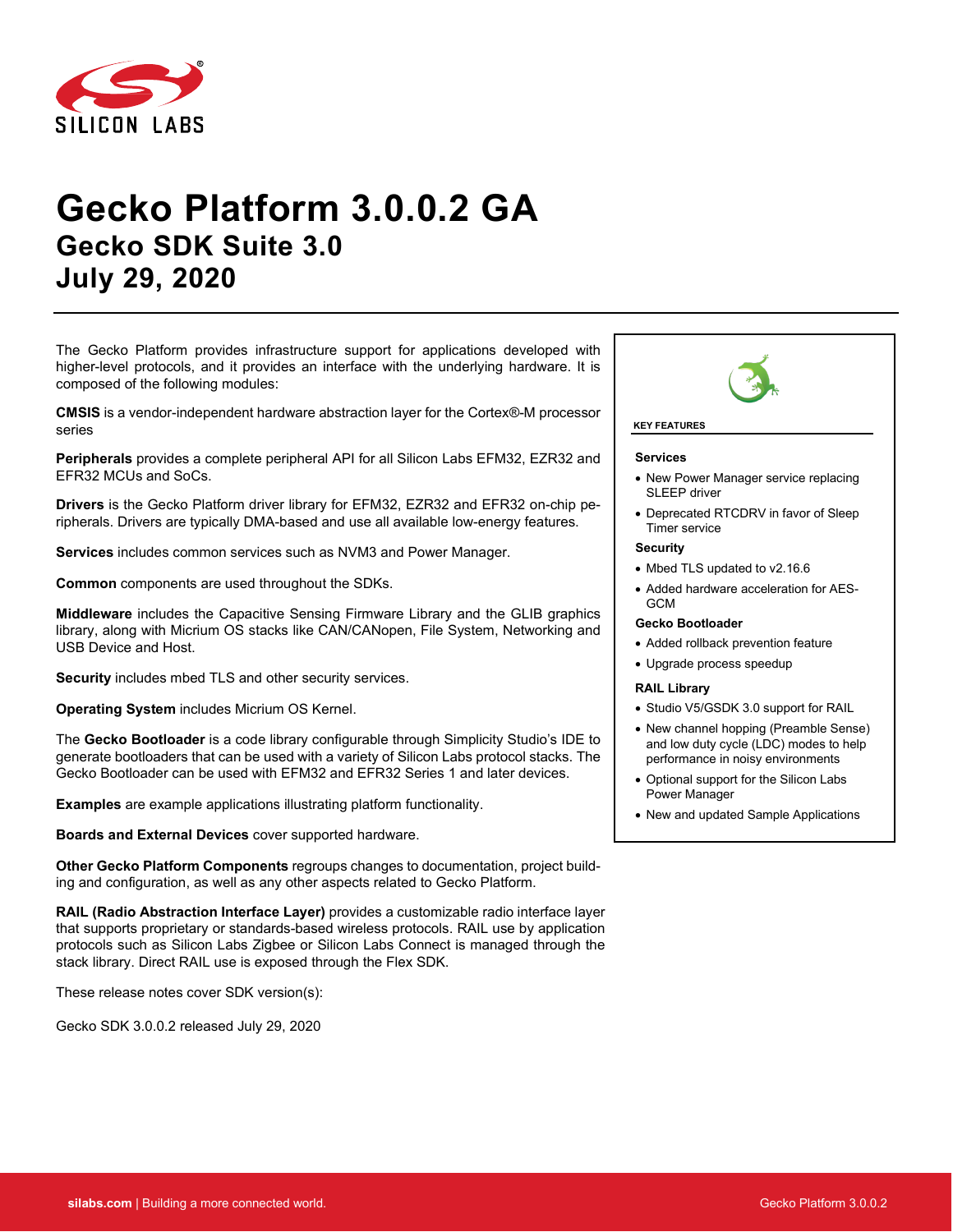# Gecko Platform 3.0.0.2 GA

## Gecko SDK Suite 3.0

## July 29, 2020

The Gecko Platform provides infrastructure support for applications developed with higher-level protocols, and it provides an interface with the underlying hardware. It is composed of the following modules:

**CMSIS** is a vendor-independent hardware abstraction layer for the Cortex®-M processor series

**Peripherals** provides a complete peripheral API for all Silicon Labs EFM32, EZR32 and EFR32 MCUs and SoCs.

**Drivers** is the Gecko Platform driver library for EFM32, EZR32 and EFR32 on-chip peripherals. Drivers are typically DMA-based and use all available low-energy features.

**Services** includes common services such as NVM3 and Power Manager.

**Common** components are used throughout the SDKs.

**Middleware** includes the Capacitive Sensing Firmware Library and the GLIB graphics library, along with Micrium OS stacks like CAN/CANopen, File System, Networking and USB Device and Host.

**Security** includes mbed TLS and other security services.

**Operating System** includes Micrium OS Kernel.

The **Gecko Bootloader** is a code library configurable through Simplicity Studio's IDE to generate bootloaders that can be used with a variety of Silicon Labs protocol stacks. The Gecko Bootloader can be used with EFM32 and EFR32 Series 1 and later devices.

**Examples** are example applications illustrating platform functionality.

**Boards and External Devices** cover supported hardware.

**Other Gecko Platform Components** regroups changes to documentation, project building and configuration, as well as any other aspects related to Gecko Platform.

**RAIL (Radio Abstraction Interface Layer)** provides a customizable radio interface layer that supports proprietary or standards-based wireless protocols. RAIL use by application protocols such as Silicon Labs Zigbee or Silicon Labs Connect is managed through the stack library. Direct RAIL use is exposed through the Flex SDK.

These release notes cover SDK version(s):

Gecko SDK 3.0.0.2 released July 29, 2020

**KEY FEATURES**

**Services**

- New Power Manager service replacing SLEEP driver
- Deprecated RTCDRV in favor of Sleep Timer service

**Security**

- Mbed TLS updated to v2.16.6
- Added hardware acceleration for AES-GCM

**Gecko Bootloader**

- Added rollback prevention feature
- Upgrade process speedup

**RAIL Library**

- Studio V5/GSDK 3.0 support for RAIL
- New channel hopping (Preamble Sense) and low duty cycle (LDC) modes to help performance in noisy environments
- Optional support for the Silicon Labs Power Manager
- New and updated Sample Applications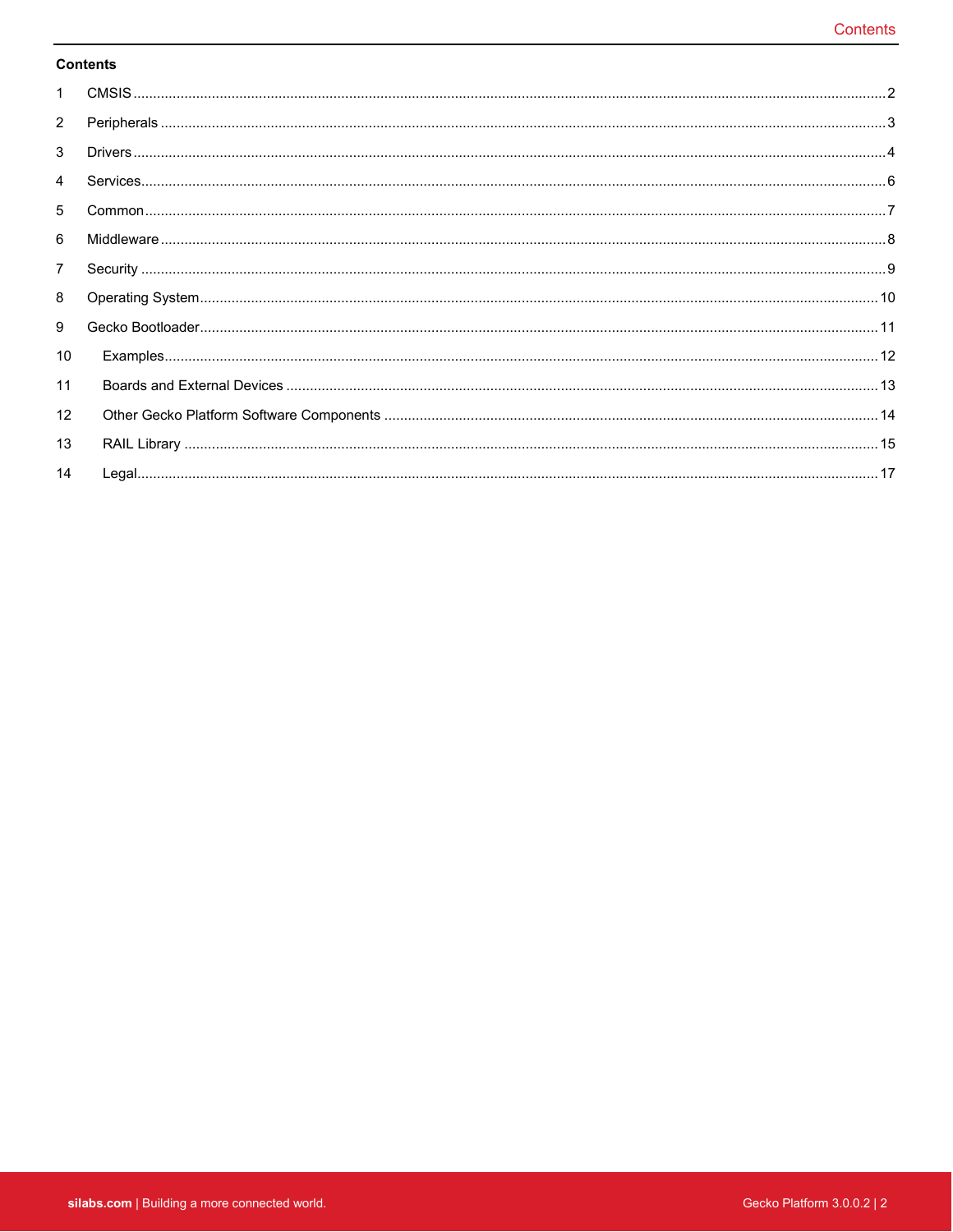## Contents

| | | |
|---|---|---|
| 1 | CMSIS | 2 |
| 2 | Peripherals | 3 |
| 3 | Drivers | 4 |
| 4 | Services | 6 |
| 5 | Common | 7 |
| 6 | Middleware | 8 |
| 7 | Security | 9 |
| 8 | Operating System | 10 |
| 9 | Gecko Bootloader | 11 |
| 10 | Examples | 12 |
| 11 | Boards and External Devices | 13 |
| 12 | Other Gecko Platform Software Components | 14 |
| 13 | RAIL Library | 15 |
| 14 | Legal | 17 |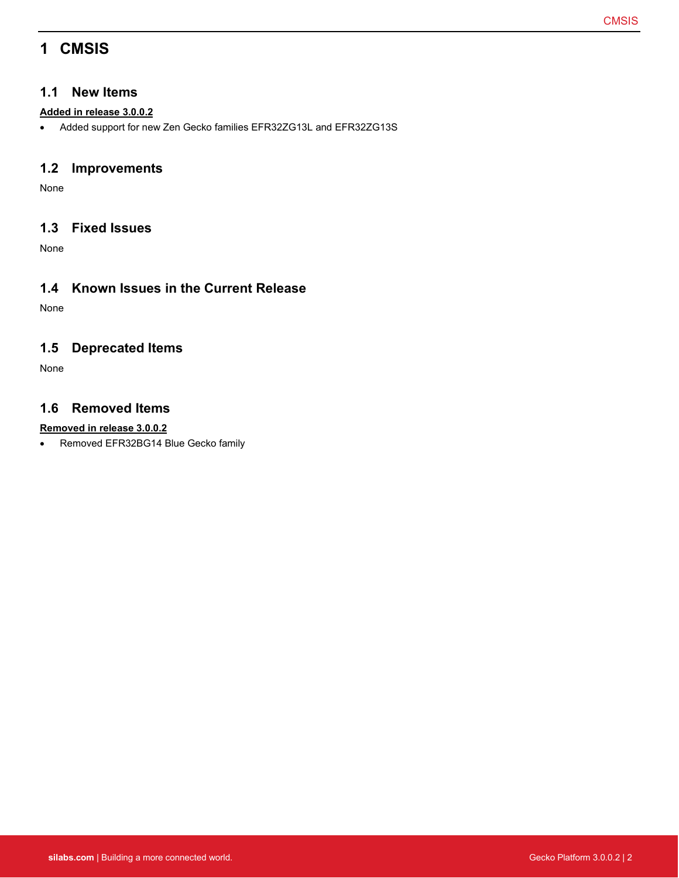# 1 CMSIS

## 1.1 New Items

**Added in release 3.0.0.2**

- Added support for new Zen Gecko families EFR32ZG13L and EFR32ZG13S

## 1.2 Improvements

None

## 1.3 Fixed Issues

None

## 1.4 Known Issues in the Current Release

None

## 1.5 Deprecated Items

None

## 1.6 Removed Items

**Removed in release 3.0.0.2**

- Removed EFR32BG14 Blue Gecko family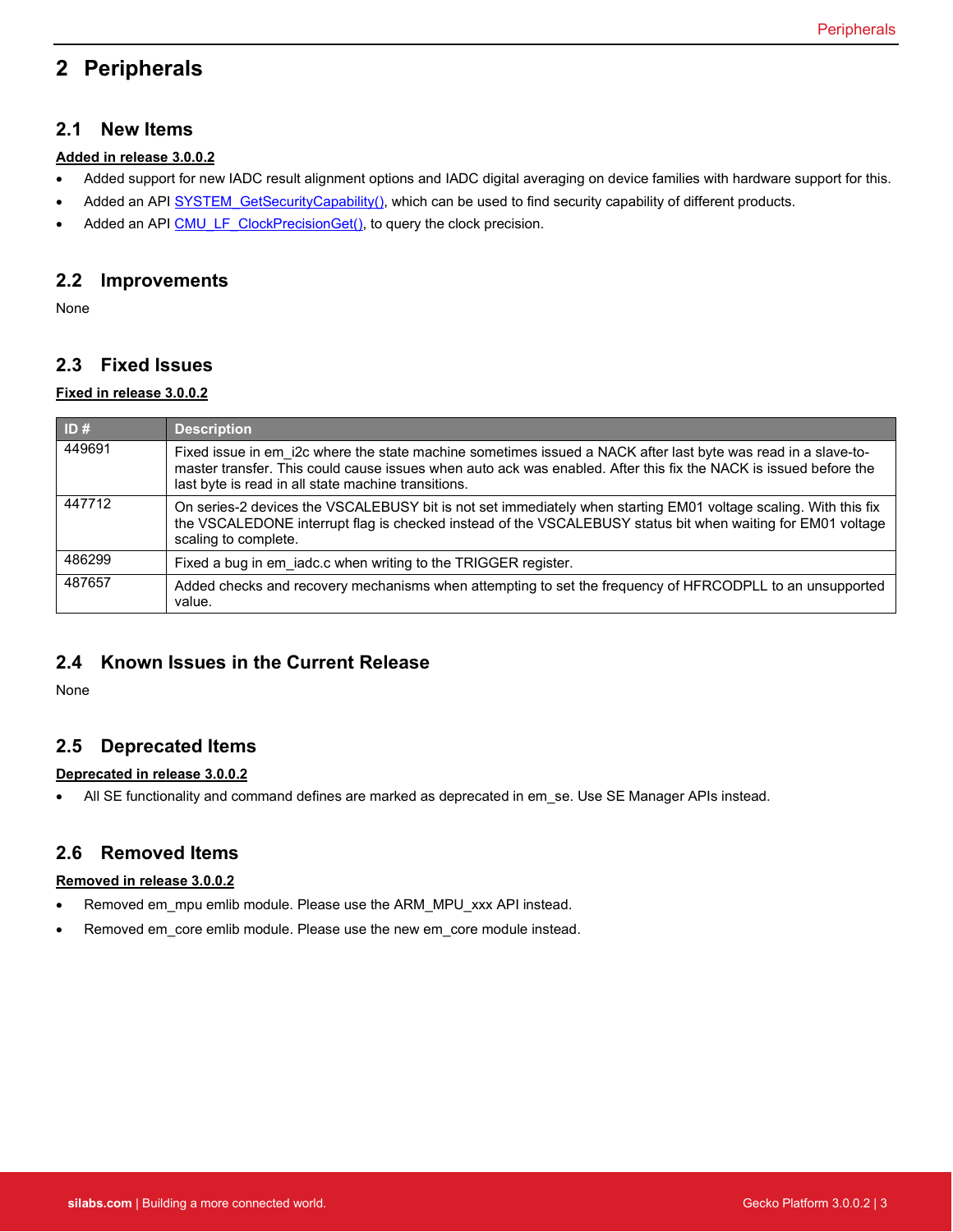# 2 Peripherals

## 2.1 New Items

**Added in release 3.0.0.2**

- Added support for new IADC result alignment options and IADC digital averaging on device families with hardware support for this.
- Added an API SYSTEM_GetSecurityCapability(), which can be used to find security capability of different products.
- Added an API CMU_LF_ClockPrecisionGet(), to query the clock precision.

## 2.2 Improvements

None

## 2.3 Fixed Issues

**Fixed in release 3.0.0.2**

| ID # | Description |
| --- | --- |
| 449691 | Fixed issue in em_i2c where the state machine sometimes issued a NACK after last byte was read in a slave-to-master transfer. This could cause issues when auto ack was enabled. After this fix the NACK is issued before the last byte is read in all state machine transitions. |
| 447712 | On series-2 devices the VSCALEBUSY bit is not set immediately when starting EM01 voltage scaling. With this fix the VSCALEDONE interrupt flag is checked instead of the VSCALEBUSY status bit when waiting for EM01 voltage scaling to complete. |
| 486299 | Fixed a bug in em_iadc.c when writing to the TRIGGER register. |
| 487657 | Added checks and recovery mechanisms when attempting to set the frequency of HFRCODPLL to an unsupported value. |

## 2.4 Known Issues in the Current Release

None

## 2.5 Deprecated Items

**Deprecated in release 3.0.0.2**

- All SE functionality and command defines are marked as deprecated in em_se. Use SE Manager APIs instead.

## 2.6 Removed Items

**Removed in release 3.0.0.2**

- Removed em_mpu emlib module. Please use the ARM_MPU_xxx API instead.
- Removed em_core emlib module. Please use the new em_core module instead.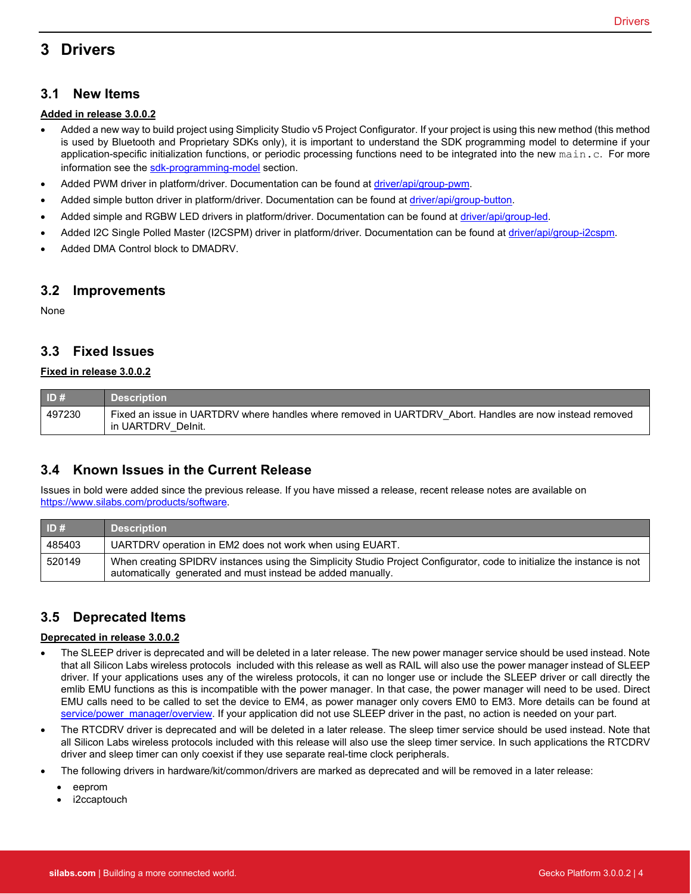# 3 Drivers

## 3.1 New Items

**Added in release 3.0.0.2**

- Added a new way to build project using Simplicity Studio v5 Project Configurator. If your project is using this new method (this method is used by Bluetooth and Proprietary SDKs only), it is important to understand the SDK programming model to determine if your application-specific initialization functions, or periodic processing functions need to be integrated into the new `main.c`. For more information see the sdk-programming-model section.
- Added PWM driver in platform/driver. Documentation can be found at driver/api/group-pwm.
- Added simple button driver in platform/driver. Documentation can be found at driver/api/group-button.
- Added simple and RGBW LED drivers in platform/driver. Documentation can be found at driver/api/group-led.
- Added I2C Single Polled Master (I2CSPM) driver in platform/driver. Documentation can be found at driver/api/group-i2cspm.
- Added DMA Control block to DMADRV.

## 3.2 Improvements

None

## 3.3 Fixed Issues

**Fixed in release 3.0.0.2**

| ID # | Description |
|---|---|
| 497230 | Fixed an issue in UARTDRV where handles where removed in UARTDRV_Abort. Handles are now instead removed in UARTDRV_DeInit. |

## 3.4 Known Issues in the Current Release

Issues in bold were added since the previous release. If you have missed a release, recent release notes are available on https://www.silabs.com/products/software.

| ID # | Description |
|---|---|
| 485403 | UARTDRV operation in EM2 does not work when using EUART. |
| 520149 | When creating SPIDRV instances using the Simplicity Studio Project Configurator, code to initialize the instance is not automatically generated and must instead be added manually. |

## 3.5 Deprecated Items

**Deprecated in release 3.0.0.2**

- The SLEEP driver is deprecated and will be deleted in a later release. The new power manager service should be used instead. Note that all Silicon Labs wireless protocols included with this release as well as RAIL will also use the power manager instead of SLEEP driver. If your applications uses any of the wireless protocols, it can no longer use or include the SLEEP driver or call directly the emlib EMU functions as this is incompatible with the power manager. In that case, the power manager will need to be used. Direct EMU calls need to be called to set the device to EM4, as power manager only covers EM0 to EM3. More details can be found at service/power_manager/overview. If your application did not use SLEEP driver in the past, no action is needed on your part.
- The RTCDRV driver is deprecated and will be deleted in a later release. The sleep timer service should be used instead. Note that all Silicon Labs wireless protocols included with this release will also use the sleep timer service. In such applications the RTCDRV driver and sleep timer can only coexist if they use separate real-time clock peripherals.
- The following drivers in hardware/kit/common/drivers are marked as deprecated and will be removed in a later release:
  - eeprom
  - i2ccaptouch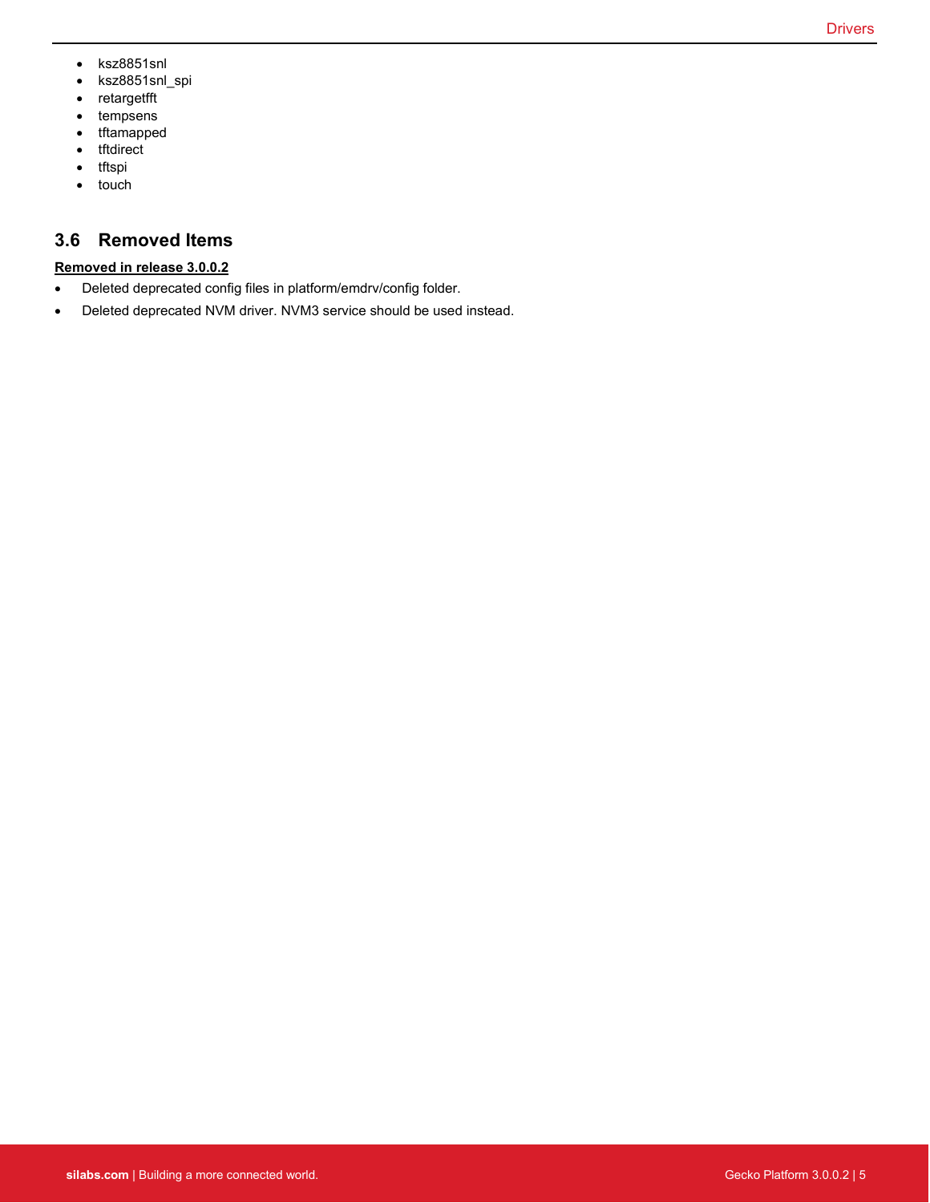- ksz8851snl
- ksz8851snl_spi
- retargetfft
- tempsens
- tftamapped
- tftdirect
- tftspi
- touch

## 3.6 Removed Items

**Removed in release 3.0.0.2**

- Deleted deprecated config files in platform/emdrv/config folder.
- Deleted deprecated NVM driver. NVM3 service should be used instead.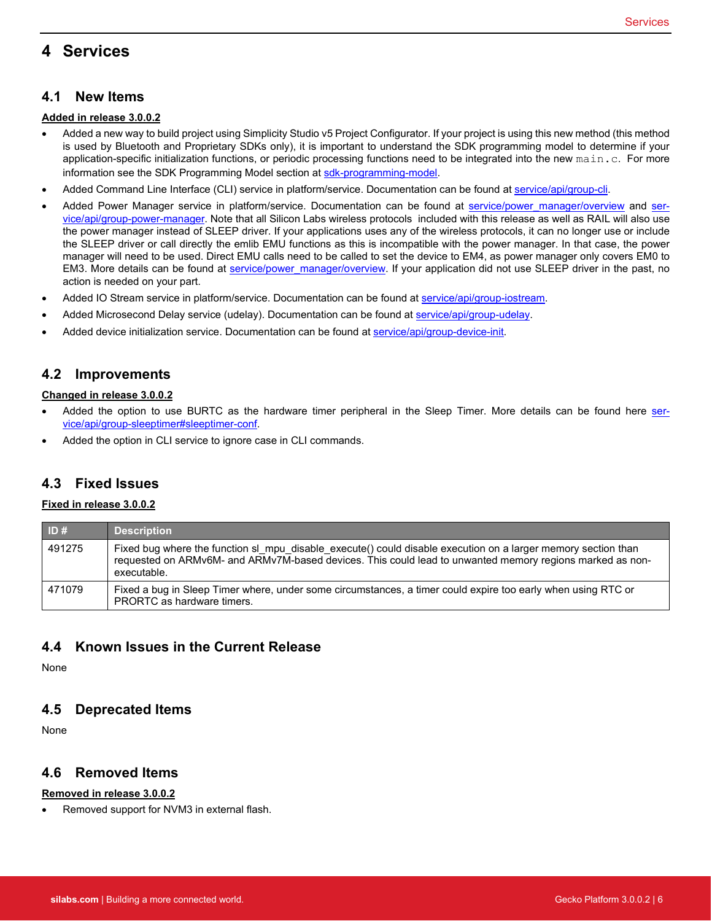# 4 Services

## 4.1 New Items

**Added in release 3.0.0.2**

- Added a new way to build project using Simplicity Studio v5 Project Configurator. If your project is using this new method (this method is used by Bluetooth and Proprietary SDKs only), it is important to understand the SDK programming model to determine if your application-specific initialization functions, or periodic processing functions need to be integrated into the new `main.c`. For more information see the SDK Programming Model section at sdk-programming-model.
- Added Command Line Interface (CLI) service in platform/service. Documentation can be found at service/api/group-cli.
- Added Power Manager service in platform/service. Documentation can be found at service/power_manager/overview and service/api/group-power-manager. Note that all Silicon Labs wireless protocols included with this release as well as RAIL will also use the power manager instead of SLEEP driver. If your applications uses any of the wireless protocols, it can no longer use or include the SLEEP driver or call directly the emlib EMU functions as this is incompatible with the power manager. In that case, the power manager will need to be used. Direct EMU calls need to be called to set the device to EM4, as power manager only covers EM0 to EM3. More details can be found at service/power_manager/overview. If your application did not use SLEEP driver in the past, no action is needed on your part.
- Added IO Stream service in platform/service. Documentation can be found at service/api/group-iostream.
- Added Microsecond Delay service (udelay). Documentation can be found at service/api/group-udelay.
- Added device initialization service. Documentation can be found at service/api/group-device-init.

## 4.2 Improvements

**Changed in release 3.0.0.2**

- Added the option to use BURTC as the hardware timer peripheral in the Sleep Timer. More details can be found here service/api/group-sleeptimer#sleeptimer-conf.
- Added the option in CLI service to ignore case in CLI commands.

## 4.3 Fixed Issues

**Fixed in release 3.0.0.2**

| ID # | Description |
|---|---|
| 491275 | Fixed bug where the function sl_mpu_disable_execute() could disable execution on a larger memory section than requested on ARMv6M- and ARMv7M-based devices. This could lead to unwanted memory regions marked as non-executable. |
| 471079 | Fixed a bug in Sleep Timer where, under some circumstances, a timer could expire too early when using RTC or PRORTC as hardware timers. |

## 4.4 Known Issues in the Current Release

None

## 4.5 Deprecated Items

None

## 4.6 Removed Items

**Removed in release 3.0.0.2**

- Removed support for NVM3 in external flash.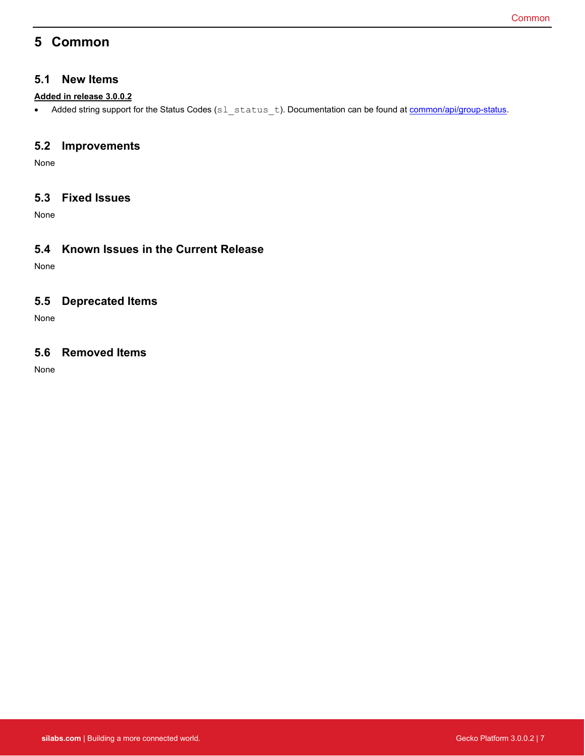# 5 Common

## 5.1 New Items

**Added in release 3.0.0.2**

- Added string support for the Status Codes (`sl_status_t`). Documentation can be found at [common/api/group-status](common/api/group-status).

## 5.2 Improvements

None

## 5.3 Fixed Issues

None

## 5.4 Known Issues in the Current Release

None

## 5.5 Deprecated Items

None

## 5.6 Removed Items

None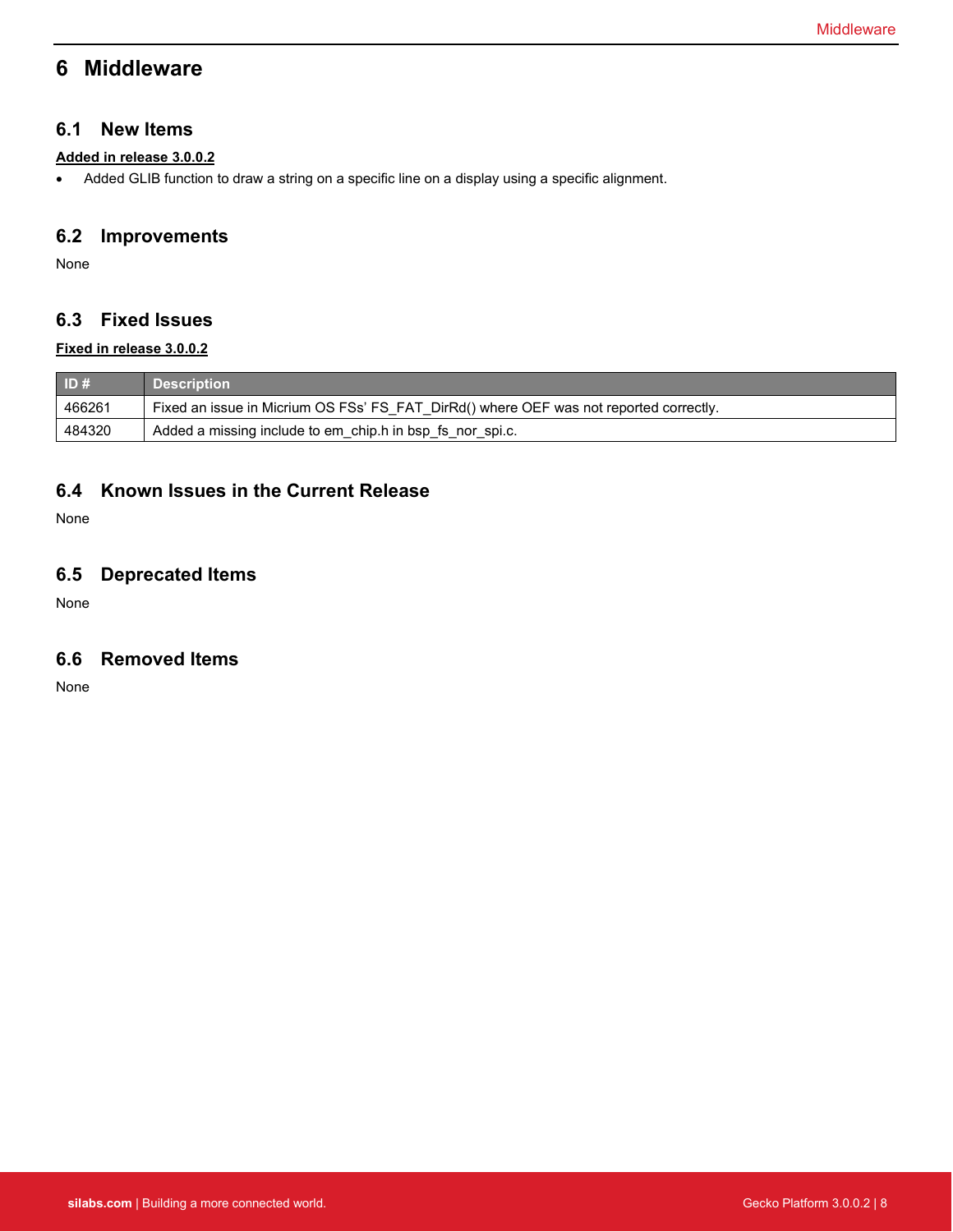# 6 Middleware

## 6.1 New Items

**Added in release 3.0.0.2**

- Added GLIB function to draw a string on a specific line on a display using a specific alignment.

## 6.2 Improvements

None

## 6.3 Fixed Issues

**Fixed in release 3.0.0.2**

| ID # | Description |
| --- | --- |
| 466261 | Fixed an issue in Micrium OS FSs' FS_FAT_DirRd() where OEF was not reported correctly. |
| 484320 | Added a missing include to em_chip.h in bsp_fs_nor_spi.c. |

## 6.4 Known Issues in the Current Release

None

## 6.5 Deprecated Items

None

## 6.6 Removed Items

None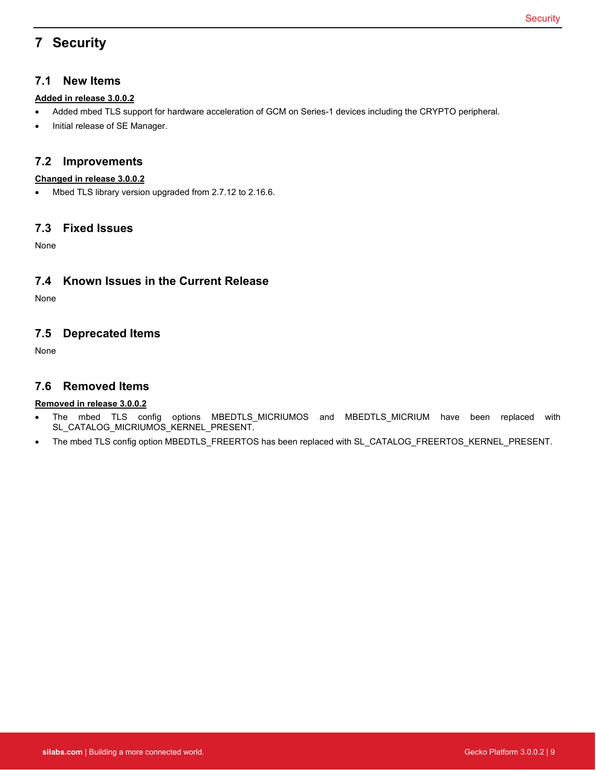# 7 Security

## 7.1 New Items

**Added in release 3.0.0.2**

- Added mbed TLS support for hardware acceleration of GCM on Series-1 devices including the CRYPTO peripheral.
- Initial release of SE Manager.

## 7.2 Improvements

**Changed in release 3.0.0.2**

- Mbed TLS library version upgraded from 2.7.12 to 2.16.6.

## 7.3 Fixed Issues

None

## 7.4 Known Issues in the Current Release

None

## 7.5 Deprecated Items

None

## 7.6 Removed Items

**Removed in release 3.0.0.2**

- The mbed TLS config options MBEDTLS_MICRIUMOS and MBEDTLS_MICRIUM have been replaced with SL_CATALOG_MICRIUMOS_KERNEL_PRESENT.
- The mbed TLS config option MBEDTLS_FREERTOS has been replaced with SL_CATALOG_FREERTOS_KERNEL_PRESENT.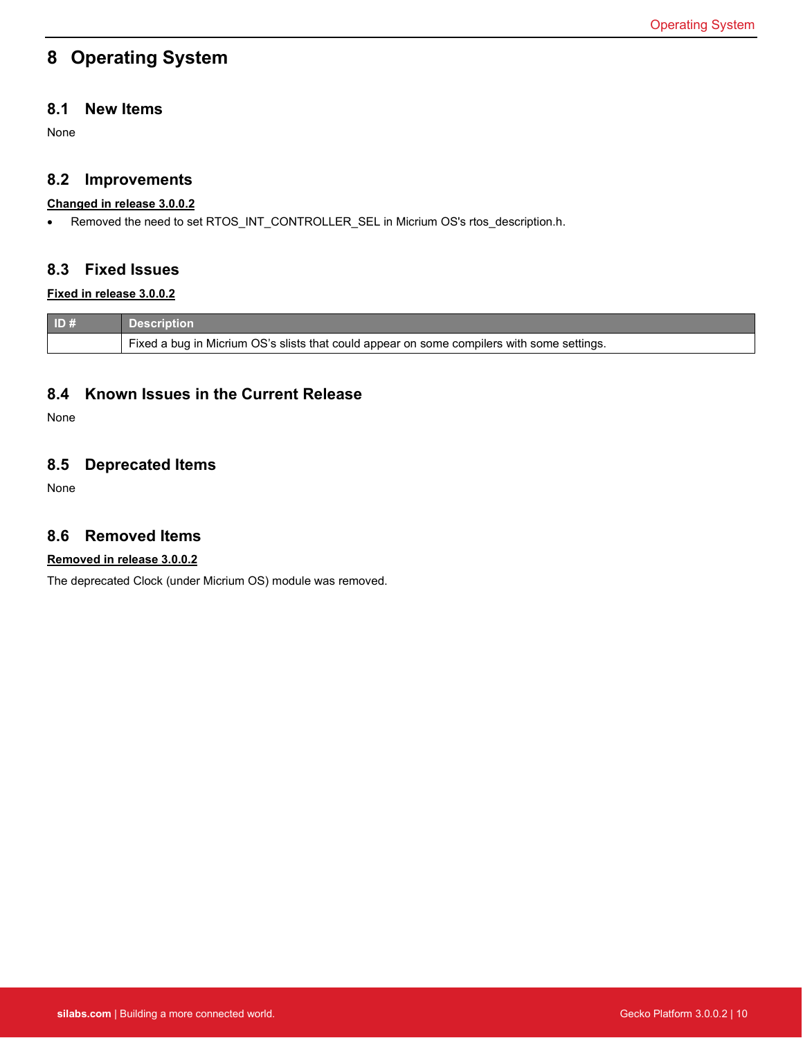# 8 Operating System

## 8.1 New Items

None

## 8.2 Improvements

**Changed in release 3.0.0.2**

- Removed the need to set RTOS_INT_CONTROLLER_SEL in Micrium OS's rtos_description.h.

## 8.3 Fixed Issues

**Fixed in release 3.0.0.2**

| ID # | Description |
|---|---|
| | Fixed a bug in Micrium OS's slists that could appear on some compilers with some settings. |

## 8.4 Known Issues in the Current Release

None

## 8.5 Deprecated Items

None

## 8.6 Removed Items

**Removed in release 3.0.0.2**

The deprecated Clock (under Micrium OS) module was removed.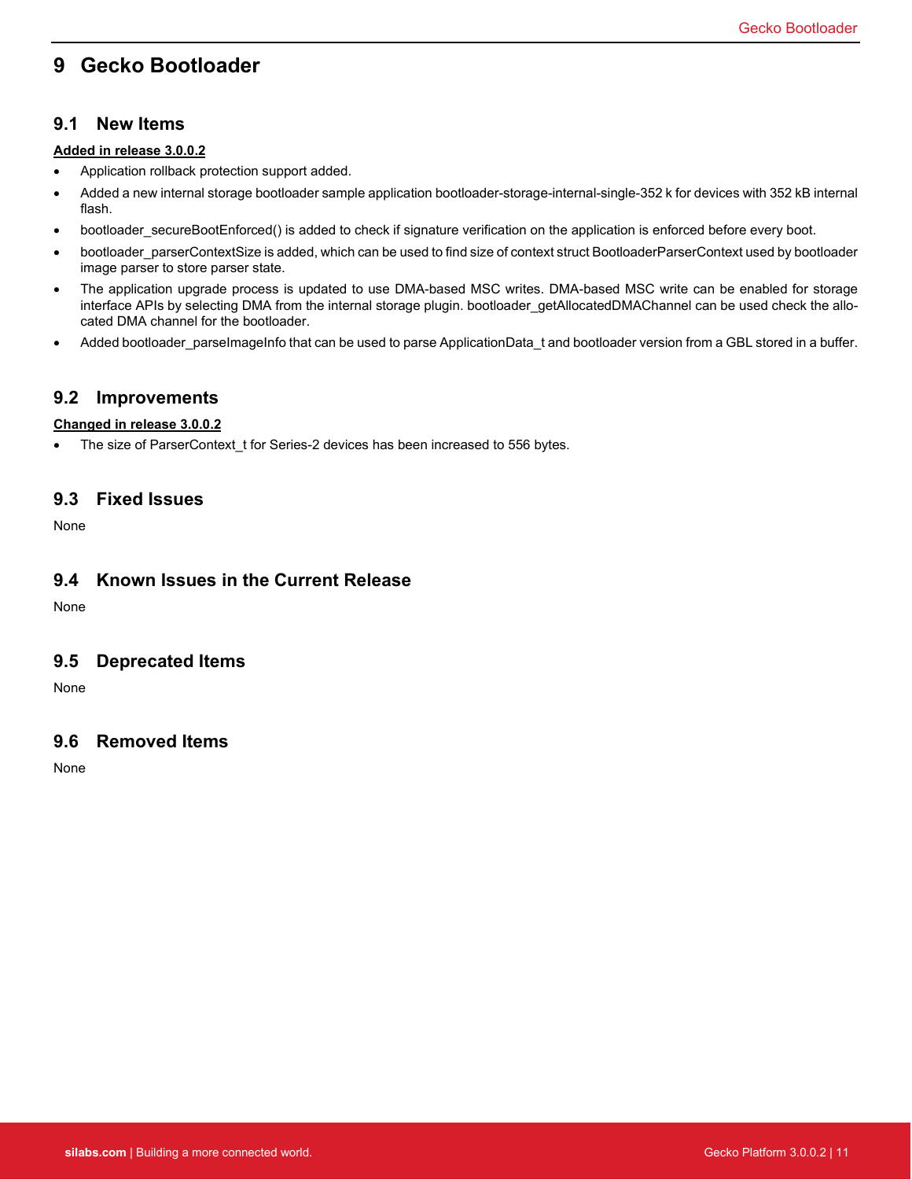# 9 Gecko Bootloader

## 9.1 New Items

**Added in release 3.0.0.2**

- Application rollback protection support added.
- Added a new internal storage bootloader sample application bootloader-storage-internal-single-352 k for devices with 352 kB internal flash.
- bootloader_secureBootEnforced() is added to check if signature verification on the application is enforced before every boot.
- bootloader_parserContextSize is added, which can be used to find size of context struct BootloaderParserContext used by bootloader image parser to store parser state.
- The application upgrade process is updated to use DMA-based MSC writes. DMA-based MSC write can be enabled for storage interface APIs by selecting DMA from the internal storage plugin. bootloader_getAllocatedDMAChannel can be used check the allocated DMA channel for the bootloader.
- Added bootloader_parseImageInfo that can be used to parse ApplicationData_t and bootloader version from a GBL stored in a buffer.

## 9.2 Improvements

**Changed in release 3.0.0.2**

- The size of ParserContext_t for Series-2 devices has been increased to 556 bytes.

## 9.3 Fixed Issues

None

## 9.4 Known Issues in the Current Release

None

## 9.5 Deprecated Items

None

## 9.6 Removed Items

None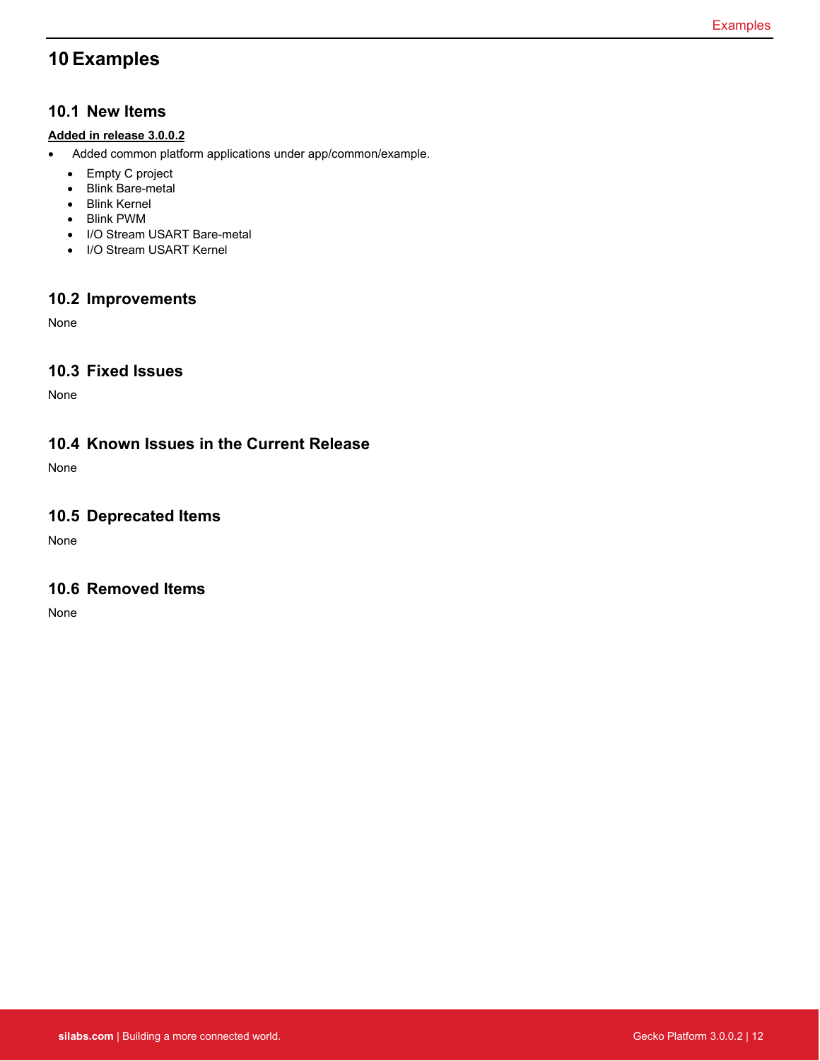# 10 Examples

## 10.1 New Items

**Added in release 3.0.0.2**

- Added common platform applications under app/common/example.
  - Empty C project
  - Blink Bare-metal
  - Blink Kernel
  - Blink PWM
  - I/O Stream USART Bare-metal
  - I/O Stream USART Kernel

## 10.2 Improvements

None

## 10.3 Fixed Issues

None

## 10.4 Known Issues in the Current Release

None

## 10.5 Deprecated Items

None

## 10.6 Removed Items

None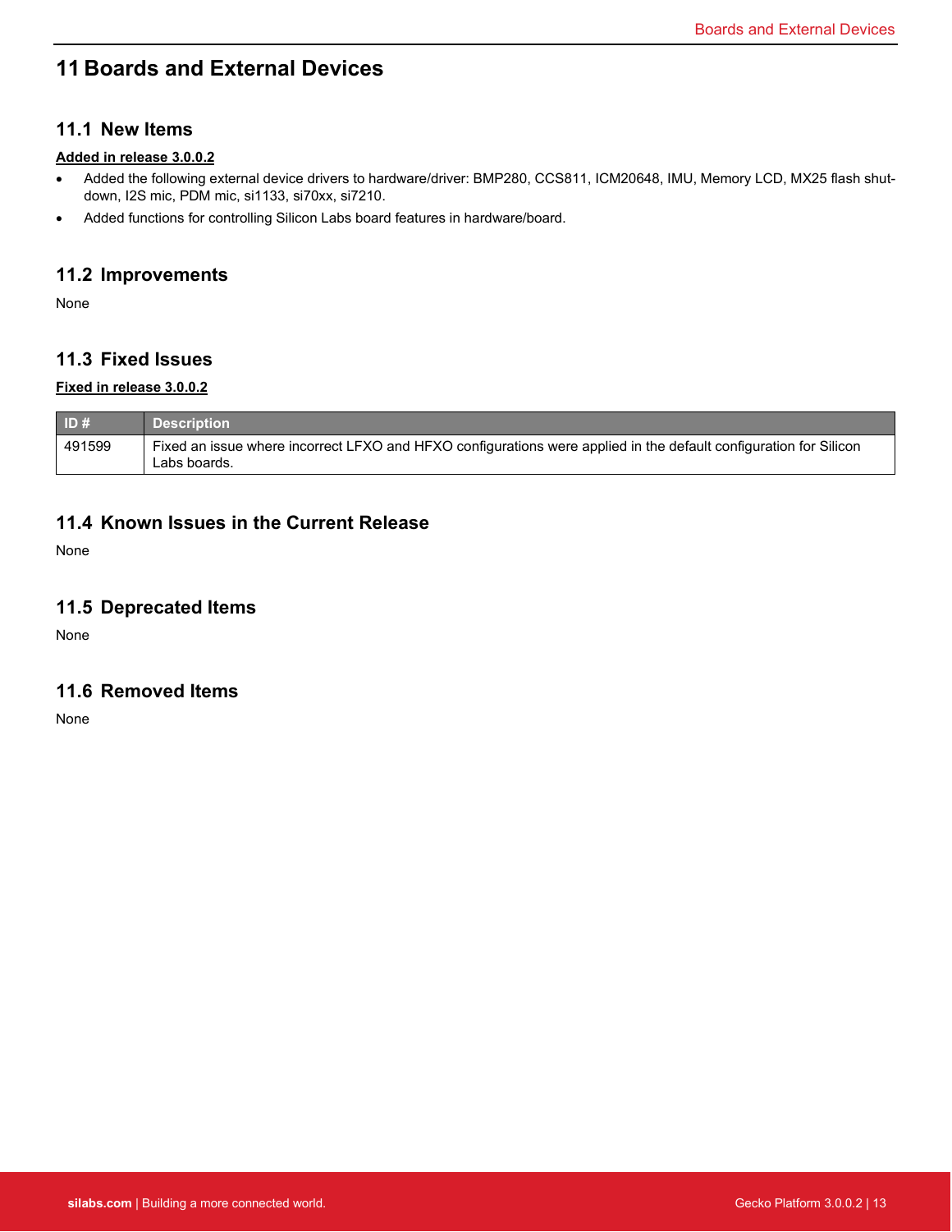# 11 Boards and External Devices

## 11.1 New Items

**Added in release 3.0.0.2**

- Added the following external device drivers to hardware/driver: BMP280, CCS811, ICM20648, IMU, Memory LCD, MX25 flash shutdown, I2S mic, PDM mic, si1133, si70xx, si7210.
- Added functions for controlling Silicon Labs board features in hardware/board.

## 11.2 Improvements

None

## 11.3 Fixed Issues

**Fixed in release 3.0.0.2**

| ID # | Description |
| --- | --- |
| 491599 | Fixed an issue where incorrect LFXO and HFXO configurations were applied in the default configuration for Silicon Labs boards. |

## 11.4 Known Issues in the Current Release

None

## 11.5 Deprecated Items

None

## 11.6 Removed Items

None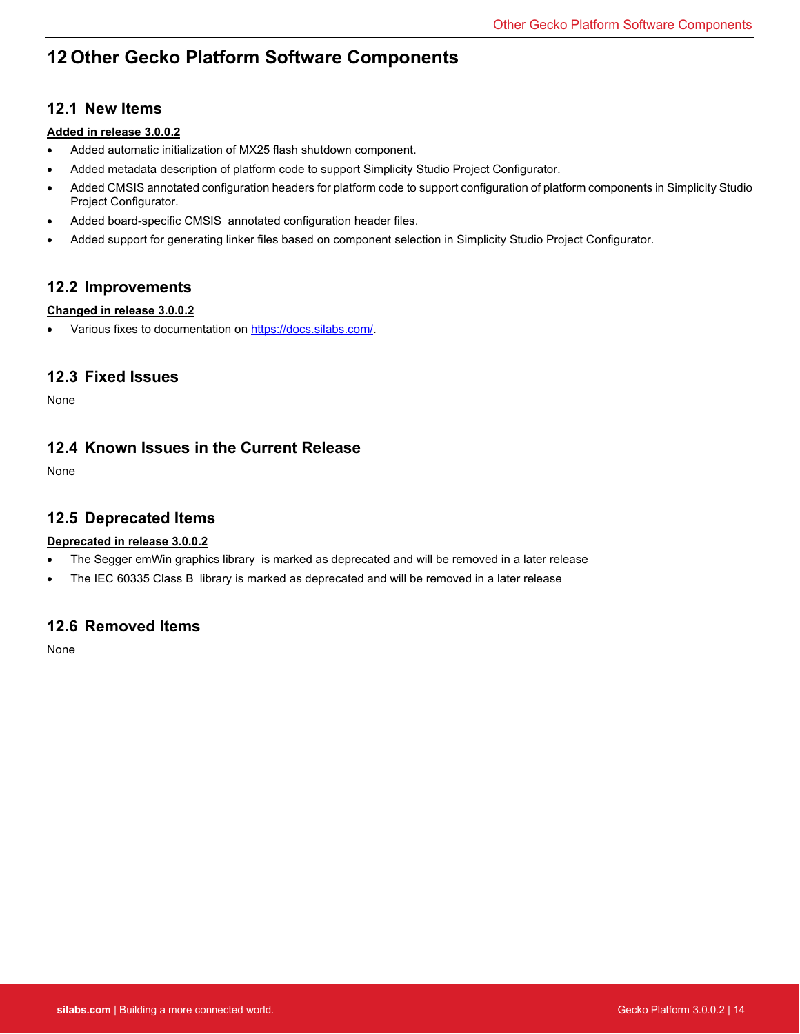# 12 Other Gecko Platform Software Components

## 12.1 New Items

**Added in release 3.0.0.2**

- Added automatic initialization of MX25 flash shutdown component.
- Added metadata description of platform code to support Simplicity Studio Project Configurator.
- Added CMSIS annotated configuration headers for platform code to support configuration of platform components in Simplicity Studio Project Configurator.
- Added board-specific CMSIS annotated configuration header files.
- Added support for generating linker files based on component selection in Simplicity Studio Project Configurator.

## 12.2 Improvements

**Changed in release 3.0.0.2**

- Various fixes to documentation on https://docs.silabs.com/.

## 12.3 Fixed Issues

None

## 12.4 Known Issues in the Current Release

None

## 12.5 Deprecated Items

**Deprecated in release 3.0.0.2**

- The Segger emWin graphics library is marked as deprecated and will be removed in a later release
- The IEC 60335 Class B library is marked as deprecated and will be removed in a later release

## 12.6 Removed Items

None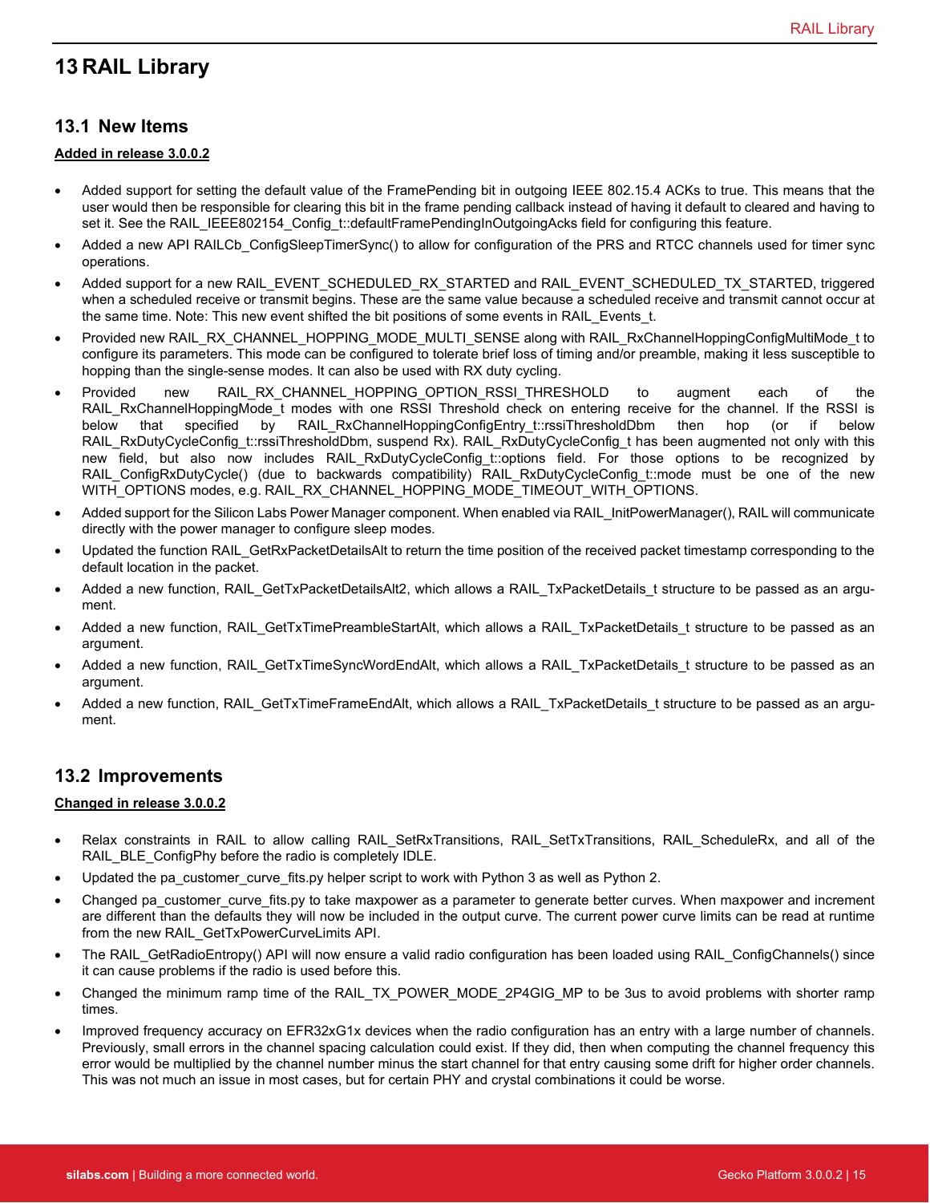# 13 RAIL Library

## 13.1 New Items

**Added in release 3.0.0.2**

- Added support for setting the default value of the FramePending bit in outgoing IEEE 802.15.4 ACKs to true. This means that the user would then be responsible for clearing this bit in the frame pending callback instead of having it default to cleared and having to set it. See the RAIL_IEEE802154_Config_t::defaultFramePendingInOutgoingAcks field for configuring this feature.
- Added a new API RAILCb_ConfigSleepTimerSync() to allow for configuration of the PRS and RTCC channels used for timer sync operations.
- Added support for a new RAIL_EVENT_SCHEDULED_RX_STARTED and RAIL_EVENT_SCHEDULED_TX_STARTED, triggered when a scheduled receive or transmit begins. These are the same value because a scheduled receive and transmit cannot occur at the same time. Note: This new event shifted the bit positions of some events in RAIL_Events_t.
- Provided new RAIL_RX_CHANNEL_HOPPING_MODE_MULTI_SENSE along with RAIL_RxChannelHoppingConfigMultiMode_t to configure its parameters. This mode can be configured to tolerate brief loss of timing and/or preamble, making it less susceptible to hopping than the single-sense modes. It can also be used with RX duty cycling.
- Provided new RAIL_RX_CHANNEL_HOPPING_OPTION_RSSI_THRESHOLD to augment each of the RAIL_RxChannelHoppingMode_t modes with one RSSI Threshold check on entering receive for the channel. If the RSSI is below that specified by RAIL_RxChannelHoppingConfigEntry_t::rssiThresholdDbm then hop (or if below RAIL_RxDutyCycleConfig_t::rssiThresholdDbm, suspend Rx). RAIL_RxDutyCycleConfig_t has been augmented not only with this new field, but also now includes RAIL_RxDutyCycleConfig_t::options field. For those options to be recognized by RAIL_ConfigRxDutyCycle() (due to backwards compatibility) RAIL_RxDutyCycleConfig_t::mode must be one of the new WITH_OPTIONS modes, e.g. RAIL_RX_CHANNEL_HOPPING_MODE_TIMEOUT_WITH_OPTIONS.
- Added support for the Silicon Labs Power Manager component. When enabled via RAIL_InitPowerManager(), RAIL will communicate directly with the power manager to configure sleep modes.
- Updated the function RAIL_GetRxPacketDetailsAlt to return the time position of the received packet timestamp corresponding to the default location in the packet.
- Added a new function, RAIL_GetTxPacketDetailsAlt2, which allows a RAIL_TxPacketDetails_t structure to be passed as an argument.
- Added a new function, RAIL_GetTxTimePreambleStartAlt, which allows a RAIL_TxPacketDetails_t structure to be passed as an argument.
- Added a new function, RAIL_GetTxTimeSyncWordEndAlt, which allows a RAIL_TxPacketDetails_t structure to be passed as an argument.
- Added a new function, RAIL_GetTxTimeFrameEndAlt, which allows a RAIL_TxPacketDetails_t structure to be passed as an argument.

## 13.2 Improvements

**Changed in release 3.0.0.2**

- Relax constraints in RAIL to allow calling RAIL_SetRxTransitions, RAIL_SetTxTransitions, RAIL_ScheduleRx, and all of the RAIL_BLE_ConfigPhy before the radio is completely IDLE.
- Updated the pa_customer_curve_fits.py helper script to work with Python 3 as well as Python 2.
- Changed pa_customer_curve_fits.py to take maxpower as a parameter to generate better curves. When maxpower and increment are different than the defaults they will now be included in the output curve. The current power curve limits can be read at runtime from the new RAIL_GetTxPowerCurveLimits API.
- The RAIL_GetRadioEntropy() API will now ensure a valid radio configuration has been loaded using RAIL_ConfigChannels() since it can cause problems if the radio is used before this.
- Changed the minimum ramp time of the RAIL_TX_POWER_MODE_2P4GIG_MP to be 3us to avoid problems with shorter ramp times.
- Improved frequency accuracy on EFR32xG1x devices when the radio configuration has an entry with a large number of channels. Previously, small errors in the channel spacing calculation could exist. If they did, then when computing the channel frequency this error would be multiplied by the channel number minus the start channel for that entry causing some drift for higher order channels. This was not much an issue in most cases, but for certain PHY and crystal combinations it could be worse.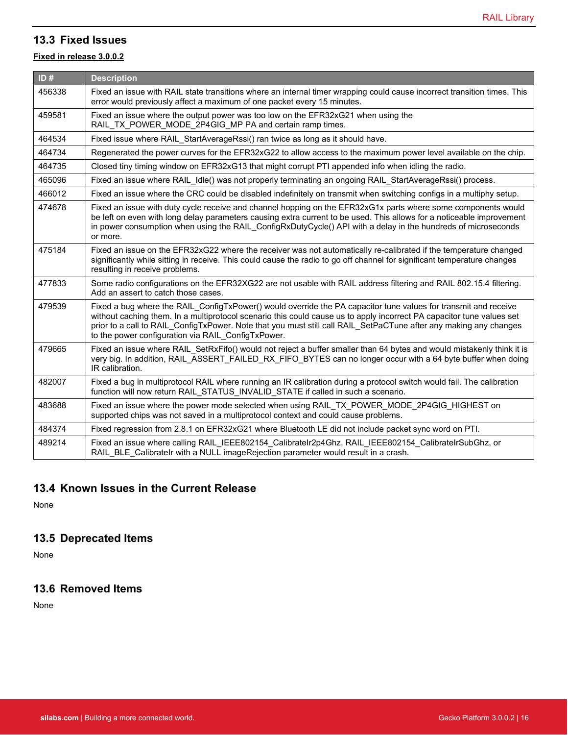## 13.3 Fixed Issues

**Fixed in release 3.0.0.2**

| ID # | Description |
|---|---|
| 456338 | Fixed an issue with RAIL state transitions where an internal timer wrapping could cause incorrect transition times. This error would previously affect a maximum of one packet every 15 minutes. |
| 459581 | Fixed an issue where the output power was too low on the EFR32xG21 when using the RAIL_TX_POWER_MODE_2P4GIG_MP PA and certain ramp times. |
| 464534 | Fixed issue where RAIL_StartAverageRssi() ran twice as long as it should have. |
| 464734 | Regenerated the power curves for the EFR32xG22 to allow access to the maximum power level available on the chip. |
| 464735 | Closed tiny timing window on EFR32xG13 that might corrupt PTI appended info when idling the radio. |
| 465096 | Fixed an issue where RAIL_Idle() was not properly terminating an ongoing RAIL_StartAverageRssi() process. |
| 466012 | Fixed an issue where the CRC could be disabled indefinitely on transmit when switching configs in a multiphy setup. |
| 474678 | Fixed an issue with duty cycle receive and channel hopping on the EFR32xG1x parts where some components would be left on even with long delay parameters causing extra current to be used. This allows for a noticeable improvement in power consumption when using the RAIL_ConfigRxDutyCycle() API with a delay in the hundreds of microseconds or more. |
| 475184 | Fixed an issue on the EFR32xG22 where the receiver was not automatically re-calibrated if the temperature changed significantly while sitting in receive. This could cause the radio to go off channel for significant temperature changes resulting in receive problems. |
| 477833 | Some radio configurations on the EFR32XG22 are not usable with RAIL address filtering and RAIL 802.15.4 filtering. Add an assert to catch those cases. |
| 479539 | Fixed a bug where the RAIL_ConfigTxPower() would override the PA capacitor tune values for transmit and receive without caching them. In a multiprotocol scenario this could cause us to apply incorrect PA capacitor tune values set prior to a call to RAIL_ConfigTxPower. Note that you must still call RAIL_SetPaCTune after any making any changes to the power configuration via RAIL_ConfigTxPower. |
| 479665 | Fixed an issue where RAIL_SetRxFifo() would not reject a buffer smaller than 64 bytes and would mistakenly think it is very big. In addition, RAIL_ASSERT_FAILED_RX_FIFO_BYTES can no longer occur with a 64 byte buffer when doing IR calibration. |
| 482007 | Fixed a bug in multiprotocol RAIL where running an IR calibration during a protocol switch would fail. The calibration function will now return RAIL_STATUS_INVALID_STATE if called in such a scenario. |
| 483688 | Fixed an issue where the power mode selected when using RAIL_TX_POWER_MODE_2P4GIG_HIGHEST on supported chips was not saved in a multiprotocol context and could cause problems. |
| 484374 | Fixed regression from 2.8.1 on EFR32xG21 where Bluetooth LE did not include packet sync word on PTI. |
| 489214 | Fixed an issue where calling RAIL_IEEE802154_CalibrateIr2p4Ghz, RAIL_IEEE802154_CalibrateIrSubGhz, or RAIL_BLE_CalibrateIr with a NULL imageRejection parameter would result in a crash. |

## 13.4 Known Issues in the Current Release

None

## 13.5 Deprecated Items

None

## 13.6 Removed Items

None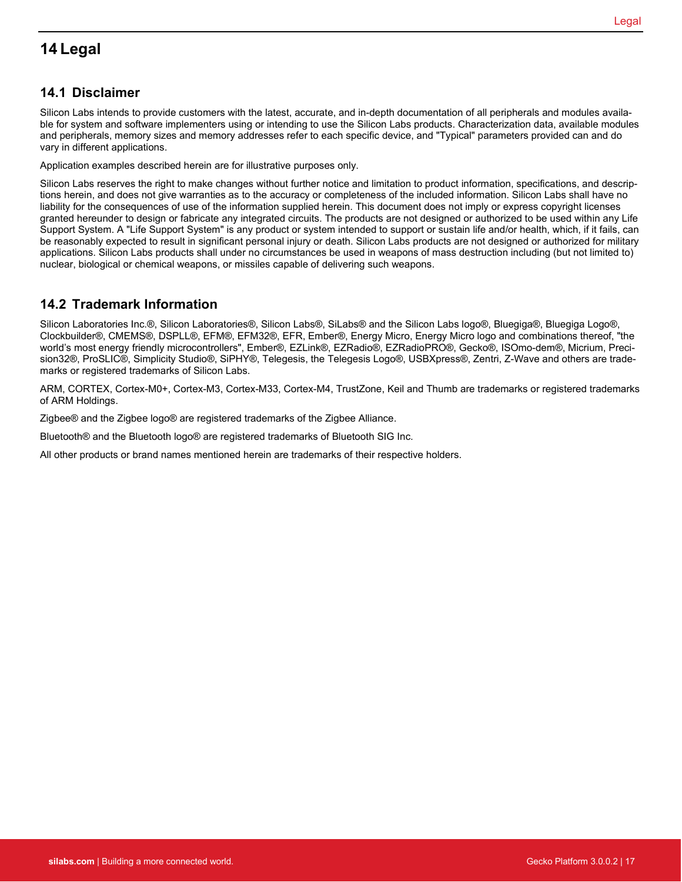# 14 Legal

## 14.1 Disclaimer

Silicon Labs intends to provide customers with the latest, accurate, and in-depth documentation of all peripherals and modules available for system and software implementers using or intending to use the Silicon Labs products. Characterization data, available modules and peripherals, memory sizes and memory addresses refer to each specific device, and "Typical" parameters provided can and do vary in different applications.

Application examples described herein are for illustrative purposes only.

Silicon Labs reserves the right to make changes without further notice and limitation to product information, specifications, and descriptions herein, and does not give warranties as to the accuracy or completeness of the included information. Silicon Labs shall have no liability for the consequences of use of the information supplied herein. This document does not imply or express copyright licenses granted hereunder to design or fabricate any integrated circuits. The products are not designed or authorized to be used within any Life Support System. A "Life Support System" is any product or system intended to support or sustain life and/or health, which, if it fails, can be reasonably expected to result in significant personal injury or death. Silicon Labs products are not designed or authorized for military applications. Silicon Labs products shall under no circumstances be used in weapons of mass destruction including (but not limited to) nuclear, biological or chemical weapons, or missiles capable of delivering such weapons.

## 14.2 Trademark Information

Silicon Laboratories Inc.®, Silicon Laboratories®, Silicon Labs®, SiLabs® and the Silicon Labs logo®, Bluegiga®, Bluegiga Logo®, Clockbuilder®, CMEMS®, DSPLL®, EFM®, EFM32®, EFR, Ember®, Energy Micro, Energy Micro logo and combinations thereof, "the world's most energy friendly microcontrollers", Ember®, EZLink®, EZRadio®, EZRadioPRO®, Gecko®, ISOmo-dem®, Micrium, Precision32®, ProSLIC®, Simplicity Studio®, SiPHY®, Telegesis, the Telegesis Logo®, USBXpress®, Zentri, Z-Wave and others are trademarks or registered trademarks of Silicon Labs.

ARM, CORTEX, Cortex-M0+, Cortex-M3, Cortex-M33, Cortex-M4, TrustZone, Keil and Thumb are trademarks or registered trademarks of ARM Holdings.

Zigbee® and the Zigbee logo® are registered trademarks of the Zigbee Alliance.

Bluetooth® and the Bluetooth logo® are registered trademarks of Bluetooth SIG Inc.

All other products or brand names mentioned herein are trademarks of their respective holders.